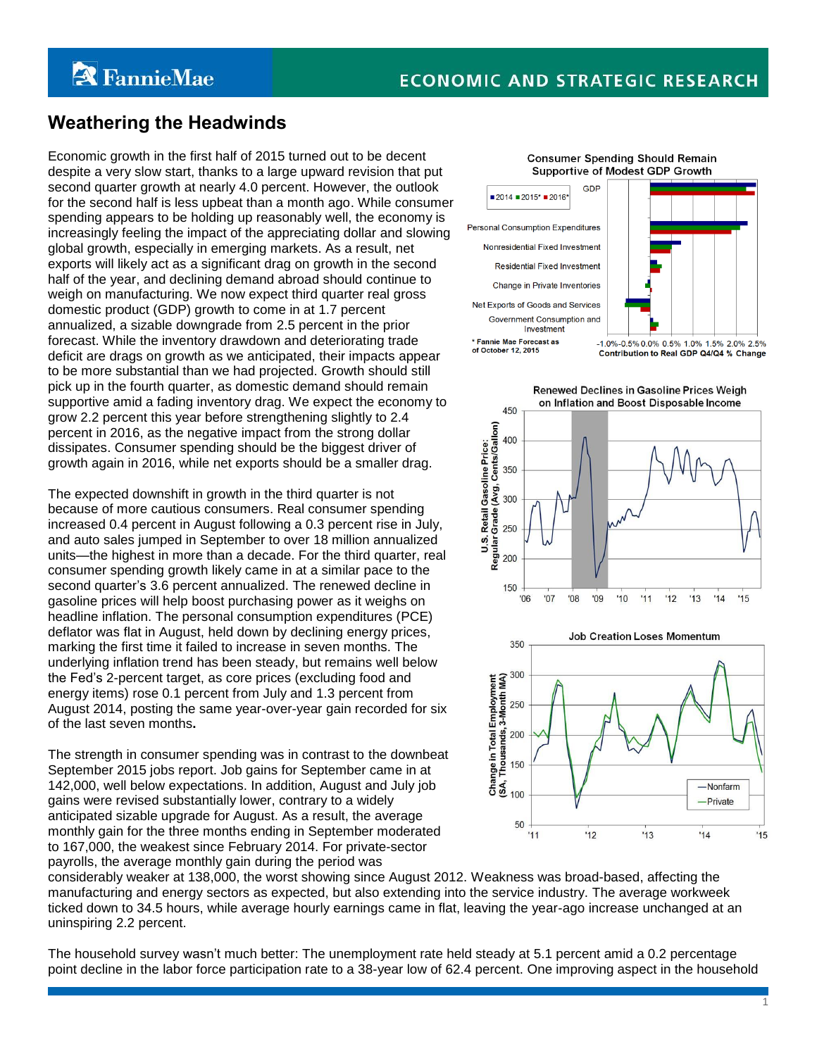# Weathering the Headwinds

Economic growth in the first half of 2015 turned out to be decent despite a very slow start, thanks to a large upward revision that put second quarter growth at nearly 4.0 percent. However, the outlook for the second half is less upbeat than a month ago. While consumer spending appears to be holding up reasonably well, the economy is increasingly feeling the impact of the appreciating dollar and slowing global growth, especially in emerging markets. As a result, net exports will likely act as a significant drag on growth in the second half of the year, and declining demand abroad should continue to weigh on manufacturing. We now expect third quarter real gross domestic product (GDP) growth to come in at 1.7 percent annualized, a sizable downgrade from 2.5 percent in the prior forecast. While the inventory drawdown and deteriorating trade deficit are drags on growth as we anticipated, their impacts appear to be more substantial than we had projected. Growth should still pick up in the fourth quarter, as domestic demand should remain supportive amid a fading inventory drag. We expect the economy to grow 2.2 percent this year before strengthening slightly to 2.4 percent in 2016, as the negative impact from the strong dollar dissipates. Consumer spending should be the biggest driver of growth again in 2016, while net exports should be a smaller drag.

The expected downshift in growth in the third quarter is not because of more cautious consumers. Real consumer spending increased 0.4 percent in August following a 0.3 percent rise in July, and auto sales jumped in September to over 18 million annualized units—the highest in more than a decade. For the third quarter, real consumer spending growth likely came in at a similar pace to the second quarter's 3.6 percent annualized. The renewed decline in gasoline prices will help boost purchasing power as it weighs on headline inflation. The personal consumption expenditures (PCE) deflator was flat in August, held down by declining energy prices, marking the first time it failed to increase in seven months. The underlying inflation trend has been steady, but remains well below the Fed's 2-percent target, as core prices (excluding food and energy items) rose 0.1 percent from July and 1.3 percent from August 2014, posting the same year-over-year gain recorded for six of the last seven months**.**

The strength in consumer spending was in contrast to the downbeat September 2015 jobs report. Job gains for September came in at 142,000, well below expectations. In addition, August and July job gains were revised substantially lower, contrary to a widely anticipated sizable upgrade for August. As a result, the average monthly gain for the three months ending in September moderated to 167,000, the weakest since February 2014. For private-sector payrolls, the average monthly gain during the period was considerably weaker at 138,000, the worst showing since August 2012. Weakness was broad-based, affecting the manufacturing and energy sectors as expected, but also extending into the service industry. The average workweek ticked down to 34.5 hours, while average hourly earnings came in flat, leaving the year-ago increase unchanged at an uninspiring 2.2 percent.

The household survey wasn't much better: The unemployment rate held steady at 5.1 percent amid a 0.2 percentage point decline in the labor force participation rate to a 38-year low of 62.4 percent. One improving aspect in the household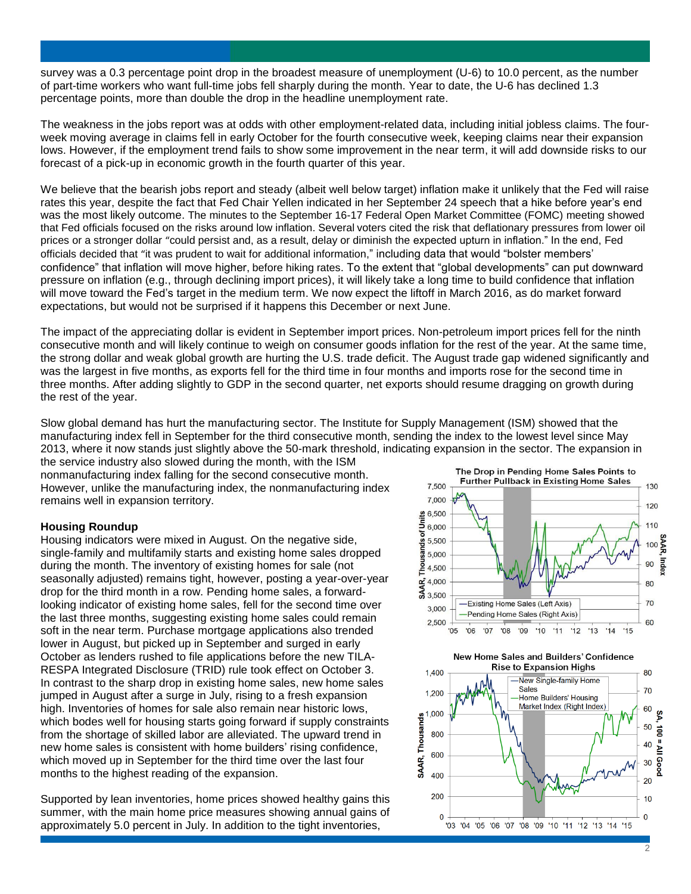survey was a 0.3 percentage point drop in the broadest measure of unemployment (U-6) to 10.0 percent, as the number of part-time workers who want full-time jobs fell sharply during the month. Year to date, the U-6 has declined 1.3 percentage points, more than double the drop in the headline unemployment rate.

The weakness in the jobs report was at odds with other employment-related data, including initial jobless claims. The four-week moving average in claims fell in early October for the fourth consecutive week, keeping claims near their expansion lows. However, if the employment trend fails to show some improvement in the near term, it will add downside risks to our forecast of a pick-up in economic growth in the fourth quarter of this year.

We believe that the bearish jobs report and steady (albeit well below target) inflation make it unlikely that the Fed will raise rates this year, despite the fact that Fed Chair Yellen indicated in her September 24 speech that a hike before year's end was the most likely outcome. The minutes to the September 16-17 Federal Open Market Committee (FOMC) meeting showed that Fed officials focused on the risks around low inflation. Several voters cited the risk that deflationary pressures from lower oil prices or a stronger dollar "could persist and, as a result, delay or diminish the expected upturn in inflation." In the end, Fed officials decided that "it was prudent to wait for additional information," including data that would "bolster members' confidence" that inflation will move higher, before hiking rates. To the extent that "global developments" can put downward pressure on inflation (e.g., through declining import prices), it will likely take a long time to build confidence that inflation will move toward the Fed's target in the medium term. We now expect the liftoff in March 2016, as do market forward expectations, but would not be surprised if it happens this December or next June.

The impact of the appreciating dollar is evident in September import prices. Non-petroleum import prices fell for the ninth consecutive month and will likely continue to weigh on consumer goods inflation for the rest of the year. At the same time, the strong dollar and weak global growth are hurting the U.S. trade deficit. The August trade gap widened significantly and was the largest in five months, as exports fell for the third time in four months and imports rose for the second time in three months. After adding slightly to GDP in the second quarter, net exports should resume dragging on growth during the rest of the year.

Slow global demand has hurt the manufacturing sector. The Institute for Supply Management (ISM) showed that the manufacturing index fell in September for the third consecutive month, sending the index to the lowest level since May 2013, where it now stands just slightly above the 50-mark threshold, indicating expansion in the sector. The expansion in the service industry also slowed during the month, with the ISM nonmanufacturing index falling for the second consecutive month. However, unlike the manufacturing index, the nonmanufacturing index remains well in expansion territory.

### Housing Roundup

Housing indicators were mixed in August. On the negative side, single-family and multifamily starts and existing home sales dropped during the month. The inventory of existing homes for sale (not seasonally adjusted) remains tight, however, posting a year-over-year drop for the third month in a row. Pending home sales, a forward-looking indicator of existing home sales, fell for the second time over the last three months, suggesting existing home sales could remain soft in the near term. Purchase mortgage applications also trended lower in August, but picked up in September and surged in early October as lenders rushed to file applications before the new TILA-RESPA Integrated Disclosure (TRID) rule took effect on October 3. In contrast to the sharp drop in existing home sales, new home sales jumped in August after a surge in July, rising to a fresh expansion high. Inventories of homes for sale also remain near historic lows, which bodes well for housing starts going forward if supply constraints from the shortage of skilled labor are alleviated. The upward trend in new home sales is consistent with home builders' rising confidence, which moved up in September for the third time over the last four months to the highest reading of the expansion.

**The Drop in Pending Home Sales Points to Further Pullback in Existing Home Sales**

**New Home Sales and Builders' Confidence Rise to Expansion Highs**

Supported by lean inventories, home prices showed healthy gains this summer, with the main home price measures showing annual gains of approximately 5.0 percent in July. In addition to the tight inventories,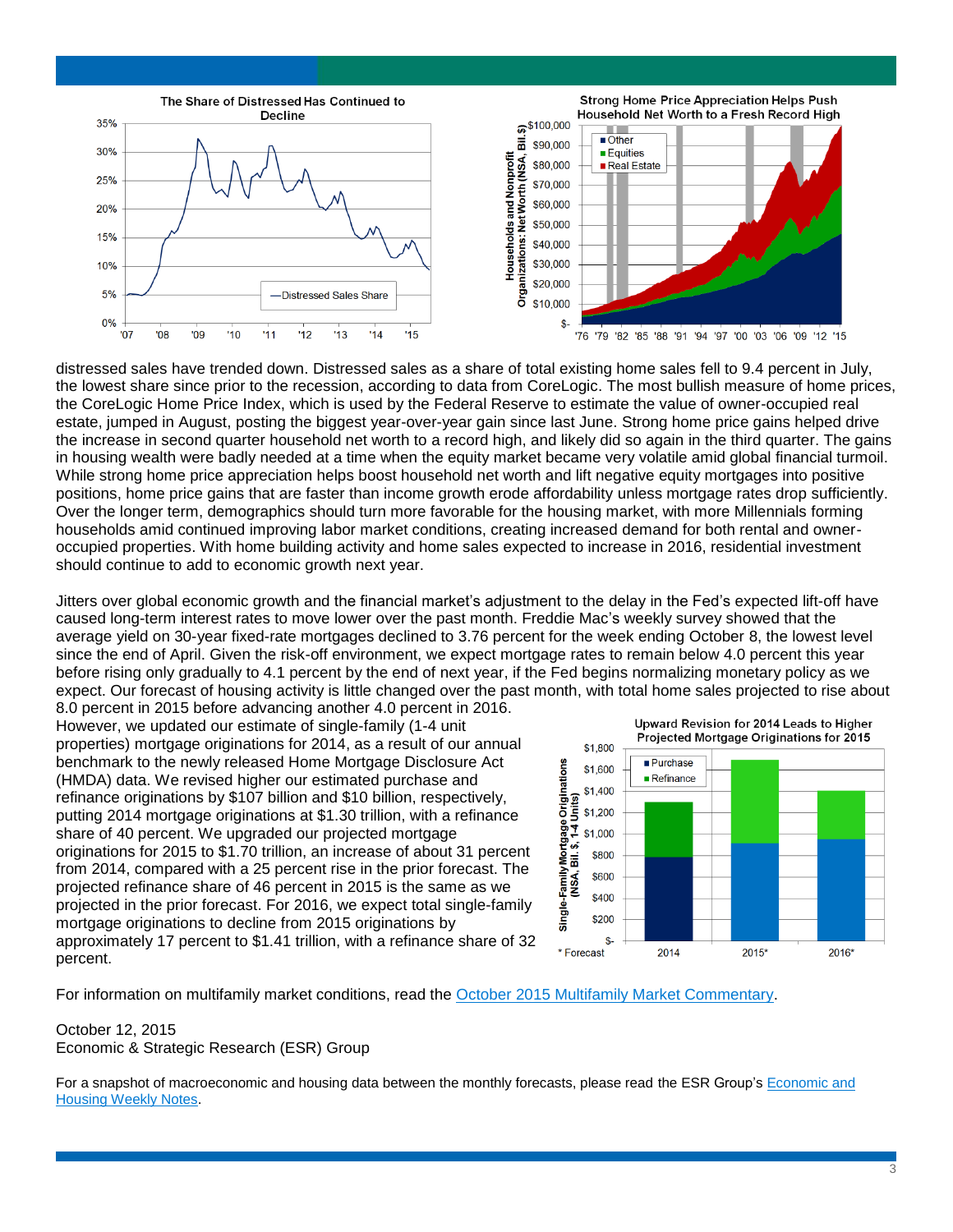The Share of Distressed Has Continued to Decline

Strong Home Price Appreciation Helps Push Household Net Worth to a Fresh Record High

distressed sales have trended down. Distressed sales as a share of total existing home sales fell to 9.4 percent in July, the lowest share since prior to the recession, according to data from CoreLogic. The most bullish measure of home prices, the CoreLogic Home Price Index, which is used by the Federal Reserve to estimate the value of owner-occupied real estate, jumped in August, posting the biggest year-over-year gain since last June. Strong home price gains helped drive the increase in second quarter household net worth to a record high, and likely did so again in the third quarter. The gains in housing wealth were badly needed at a time when the equity market became very volatile amid global financial turmoil. While strong home price appreciation helps boost household net worth and lift negative equity mortgages into positive positions, home price gains that are faster than income growth erode affordability unless mortgage rates drop sufficiently. Over the longer term, demographics should turn more favorable for the housing market, with more Millennials forming households amid continued improving labor market conditions, creating increased demand for both rental and owner-occupied properties. With home building activity and home sales expected to increase in 2016, residential investment should continue to add to economic growth next year.

Jitters over global economic growth and the financial market's adjustment to the delay in the Fed's expected lift-off have caused long-term interest rates to move lower over the past month. Freddie Mac's weekly survey showed that the average yield on 30-year fixed-rate mortgages declined to 3.76 percent for the week ending October 8, the lowest level since the end of April. Given the risk-off environment, we expect mortgage rates to remain below 4.0 percent this year before rising only gradually to 4.1 percent by the end of next year, if the Fed begins normalizing monetary policy as we expect. Our forecast of housing activity is little changed over the past month, with total home sales projected to rise about 8.0 percent in 2015 before advancing another 4.0 percent in 2016. However, we updated our estimate of single-family (1-4 unit properties) mortgage originations for 2014, as a result of our annual benchmark to the newly released Home Mortgage Disclosure Act (HMDA) data. We revised higher our estimated purchase and refinance originations by $107 billion and $10 billion, respectively, putting 2014 mortgage originations at $1.30 trillion, with a refinance share of 40 percent. We upgraded our projected mortgage originations for 2015 to $1.70 trillion, an increase of about 31 percent from 2014, compared with a 25 percent rise in the prior forecast. The projected refinance share of 46 percent in 2015 is the same as we projected in the prior forecast. For 2016, we expect total single-family mortgage originations to decline from 2015 originations by approximately 17 percent to $1.41 trillion, with a refinance share of 32 percent.

Upward Revision for 2014 Leads to Higher Projected Mortgage Originations for 2015

For information on multifamily market conditions, read the October 2015 Multifamily Market Commentary.

October 12, 2015
Economic & Strategic Research (ESR) Group

For a snapshot of macroeconomic and housing data between the monthly forecasts, please read the ESR Group's Economic and Housing Weekly Notes.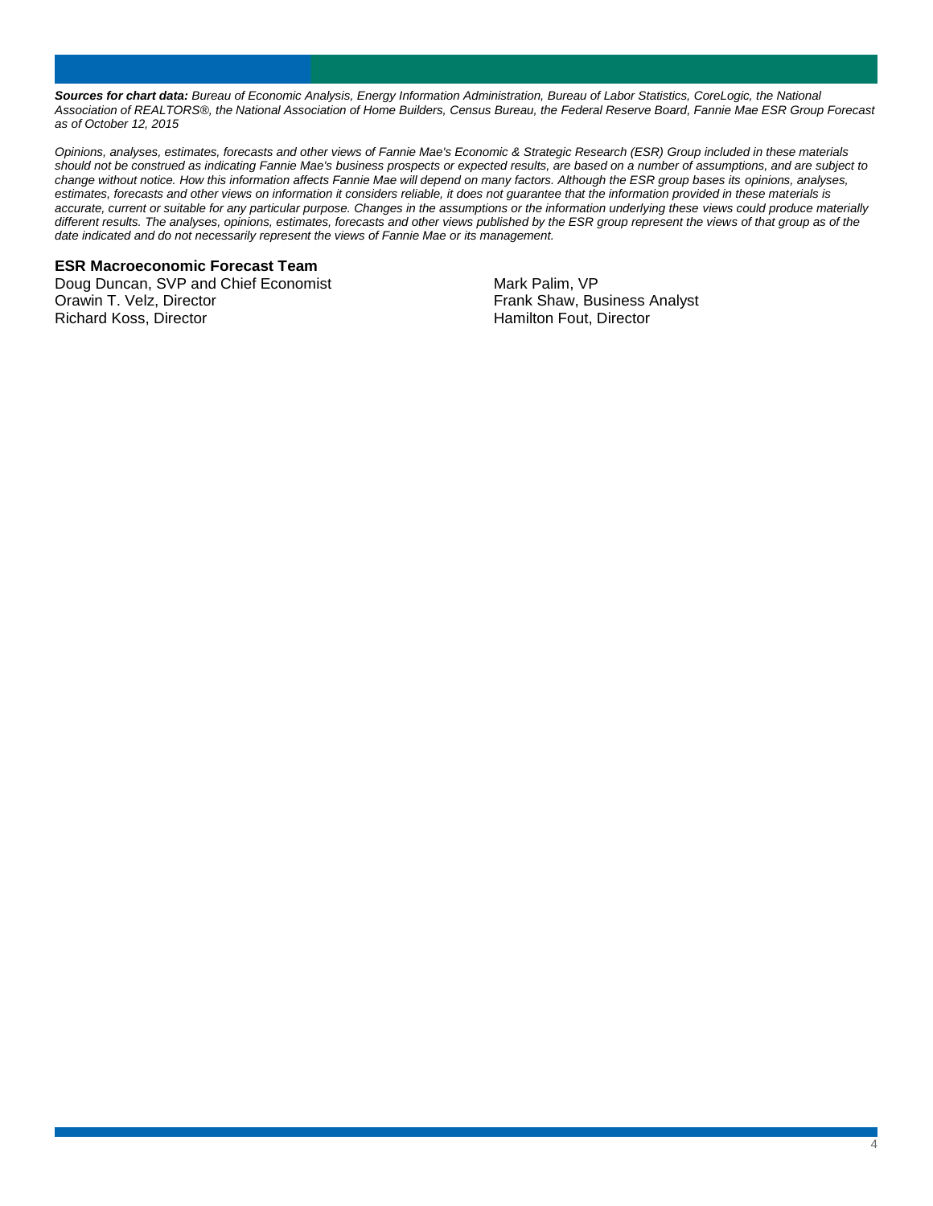***Sources for chart data:*** *Bureau of Economic Analysis, Energy Information Administration, Bureau of Labor Statistics, CoreLogic, the National Association of REALTORS®, the National Association of Home Builders, Census Bureau, the Federal Reserve Board, Fannie Mae ESR Group Forecast as of October 12, 2015*

*Opinions, analyses, estimates, forecasts and other views of Fannie Mae's Economic & Strategic Research (ESR) Group included in these materials should not be construed as indicating Fannie Mae's business prospects or expected results, are based on a number of assumptions, and are subject to change without notice. How this information affects Fannie Mae will depend on many factors. Although the ESR group bases its opinions, analyses, estimates, forecasts and other views on information it considers reliable, it does not guarantee that the information provided in these materials is accurate, current or suitable for any particular purpose. Changes in the assumptions or the information underlying these views could produce materially different results. The analyses, opinions, estimates, forecasts and other views published by the ESR group represent the views of that group as of the date indicated and do not necessarily represent the views of Fannie Mae or its management.*

**ESR Macroeconomic Forecast Team**

Doug Duncan, SVP and Chief Economist
Orawin T. Velz, Director
Richard Koss, Director
Mark Palim, VP
Frank Shaw, Business Analyst
Hamilton Fout, Director